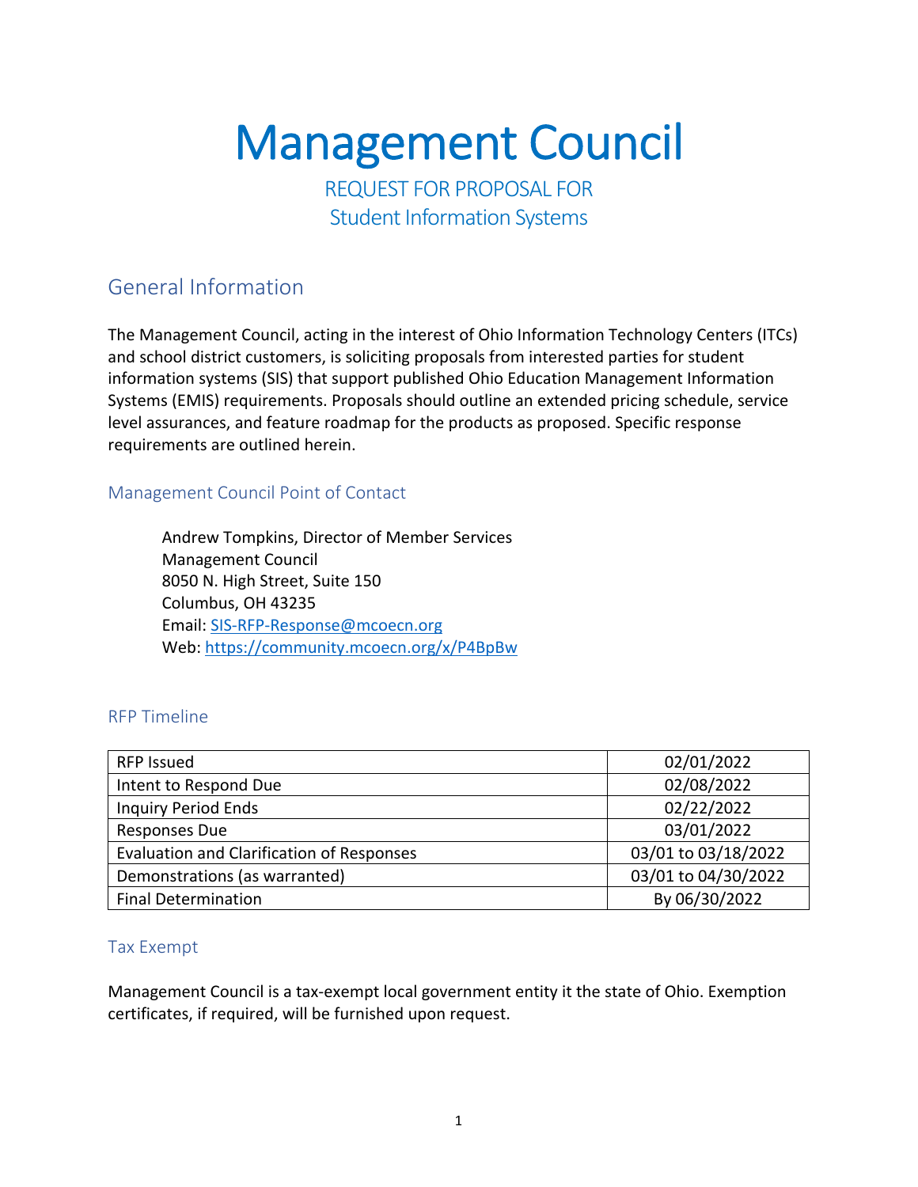# Management Council

REQUEST FOR PROPOSAL FOR
Student Information Systems

## General Information

The Management Council, acting in the interest of Ohio Information Technology Centers (ITCs) and school district customers, is soliciting proposals from interested parties for student information systems (SIS) that support published Ohio Education Management Information Systems (EMIS) requirements. Proposals should outline an extended pricing schedule, service level assurances, and feature roadmap for the products as proposed. Specific response requirements are outlined herein.

### Management Council Point of Contact

Andrew Tompkins, Director of Member Services
Management Council
8050 N. High Street, Suite 150
Columbus, OH 43235
Email: SIS-RFP-Response@mcoecn.org
Web: https://community.mcoecn.org/x/P4BpBw

### RFP Timeline

| | |
|---|---|
| RFP Issued | 02/01/2022 |
| Intent to Respond Due | 02/08/2022 |
| Inquiry Period Ends | 02/22/2022 |
| Responses Due | 03/01/2022 |
| Evaluation and Clarification of Responses | 03/01 to 03/18/2022 |
| Demonstrations (as warranted) | 03/01 to 04/30/2022 |
| Final Determination | By 06/30/2022 |

### Tax Exempt

Management Council is a tax-exempt local government entity it the state of Ohio. Exemption certificates, if required, will be furnished upon request.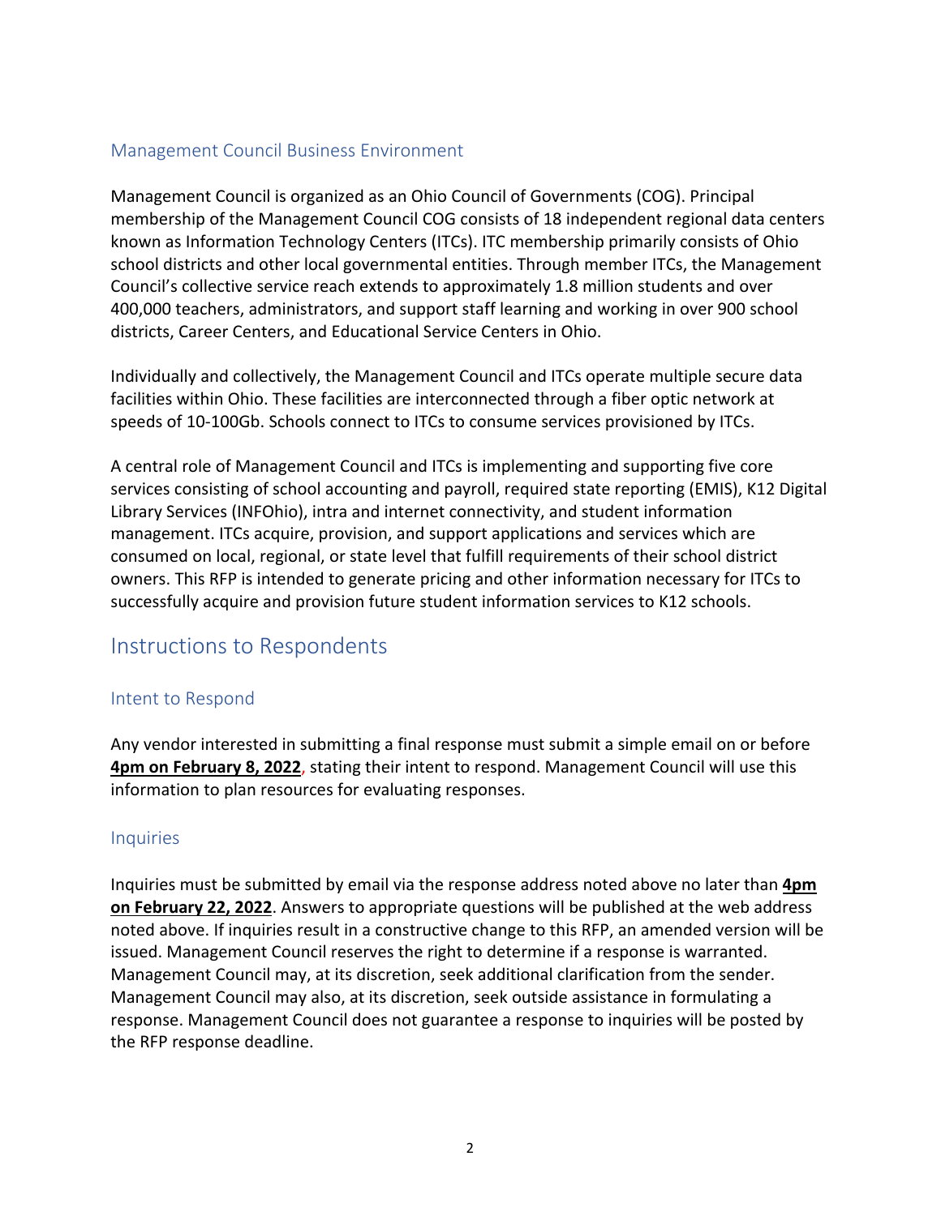### Management Council Business Environment

Management Council is organized as an Ohio Council of Governments (COG). Principal membership of the Management Council COG consists of 18 independent regional data centers known as Information Technology Centers (ITCs). ITC membership primarily consists of Ohio school districts and other local governmental entities. Through member ITCs, the Management Council's collective service reach extends to approximately 1.8 million students and over 400,000 teachers, administrators, and support staff learning and working in over 900 school districts, Career Centers, and Educational Service Centers in Ohio.

Individually and collectively, the Management Council and ITCs operate multiple secure data facilities within Ohio. These facilities are interconnected through a fiber optic network at speeds of 10-100Gb. Schools connect to ITCs to consume services provisioned by ITCs.

A central role of Management Council and ITCs is implementing and supporting five core services consisting of school accounting and payroll, required state reporting (EMIS), K12 Digital Library Services (INFOhio), intra and internet connectivity, and student information management. ITCs acquire, provision, and support applications and services which are consumed on local, regional, or state level that fulfill requirements of their school district owners. This RFP is intended to generate pricing and other information necessary for ITCs to successfully acquire and provision future student information services to K12 schools.

## Instructions to Respondents

### Intent to Respond

Any vendor interested in submitting a final response must submit a simple email on or before **4pm on February 8, 2022**, stating their intent to respond. Management Council will use this information to plan resources for evaluating responses.

### Inquiries

Inquiries must be submitted by email via the response address noted above no later than **4pm on February 22, 2022**. Answers to appropriate questions will be published at the web address noted above. If inquiries result in a constructive change to this RFP, an amended version will be issued. Management Council reserves the right to determine if a response is warranted. Management Council may, at its discretion, seek additional clarification from the sender. Management Council may also, at its discretion, seek outside assistance in formulating a response. Management Council does not guarantee a response to inquiries will be posted by the RFP response deadline.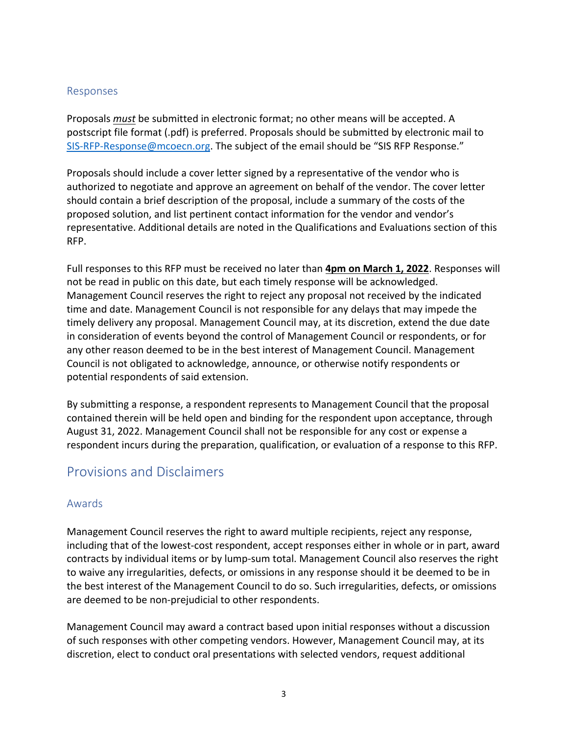### Responses

Proposals ***must*** be submitted in electronic format; no other means will be accepted. A postscript file format (.pdf) is preferred. Proposals should be submitted by electronic mail to [SIS-RFP-Response@mcoecn.org](mailto:SIS-RFP-Response@mcoecn.org). The subject of the email should be "SIS RFP Response."

Proposals should include a cover letter signed by a representative of the vendor who is authorized to negotiate and approve an agreement on behalf of the vendor. The cover letter should contain a brief description of the proposal, include a summary of the costs of the proposed solution, and list pertinent contact information for the vendor and vendor's representative. Additional details are noted in the Qualifications and Evaluations section of this RFP.

Full responses to this RFP must be received no later than **4pm on March 1, 2022**. Responses will not be read in public on this date, but each timely response will be acknowledged. Management Council reserves the right to reject any proposal not received by the indicated time and date. Management Council is not responsible for any delays that may impede the timely delivery any proposal. Management Council may, at its discretion, extend the due date in consideration of events beyond the control of Management Council or respondents, or for any other reason deemed to be in the best interest of Management Council. Management Council is not obligated to acknowledge, announce, or otherwise notify respondents or potential respondents of said extension.

By submitting a response, a respondent represents to Management Council that the proposal contained therein will be held open and binding for the respondent upon acceptance, through August 31, 2022. Management Council shall not be responsible for any cost or expense a respondent incurs during the preparation, qualification, or evaluation of a response to this RFP.

## Provisions and Disclaimers

### Awards

Management Council reserves the right to award multiple recipients, reject any response, including that of the lowest-cost respondent, accept responses either in whole or in part, award contracts by individual items or by lump-sum total. Management Council also reserves the right to waive any irregularities, defects, or omissions in any response should it be deemed to be in the best interest of the Management Council to do so. Such irregularities, defects, or omissions are deemed to be non-prejudicial to other respondents.

Management Council may award a contract based upon initial responses without a discussion of such responses with other competing vendors. However, Management Council may, at its discretion, elect to conduct oral presentations with selected vendors, request additional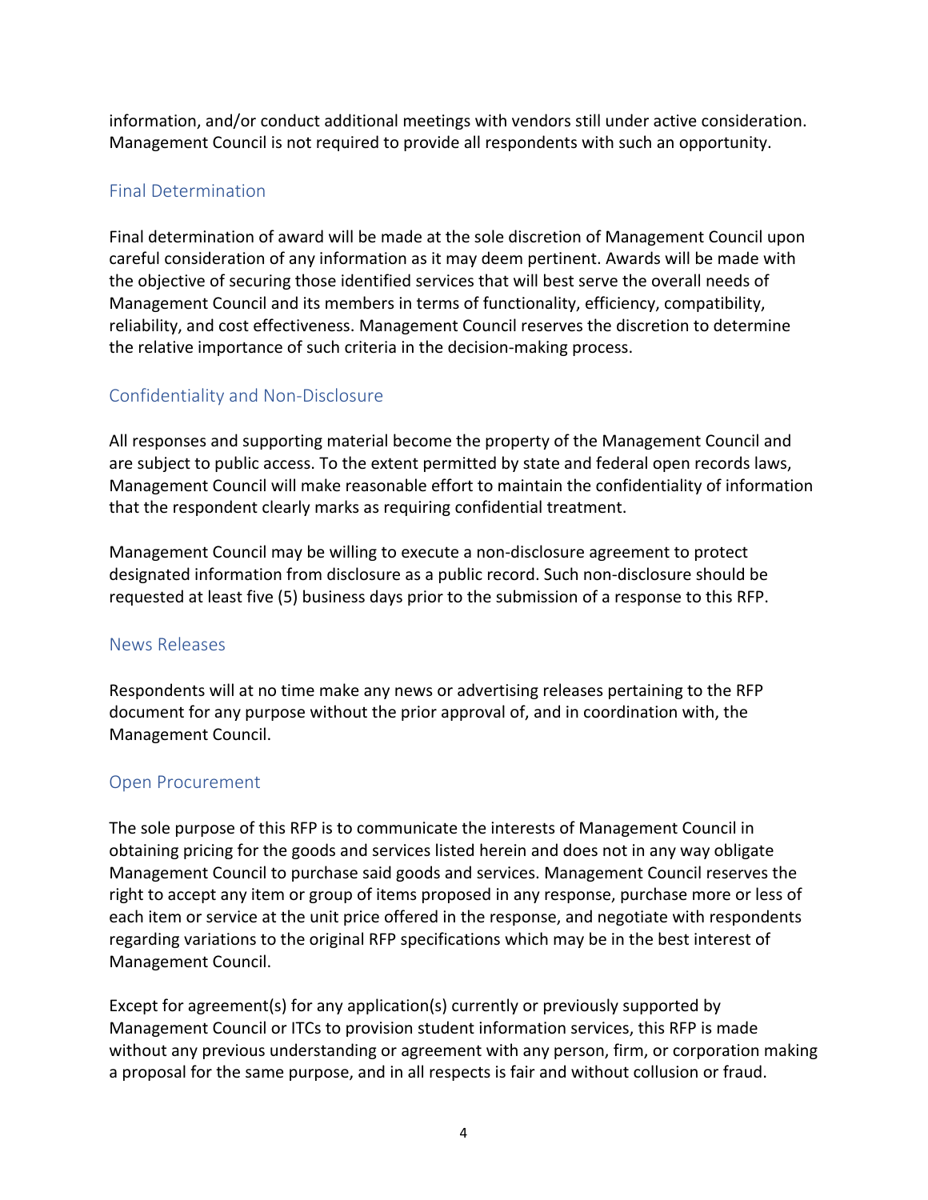information, and/or conduct additional meetings with vendors still under active consideration. Management Council is not required to provide all respondents with such an opportunity.

## Final Determination

Final determination of award will be made at the sole discretion of Management Council upon careful consideration of any information as it may deem pertinent. Awards will be made with the objective of securing those identified services that will best serve the overall needs of Management Council and its members in terms of functionality, efficiency, compatibility, reliability, and cost effectiveness. Management Council reserves the discretion to determine the relative importance of such criteria in the decision-making process.

## Confidentiality and Non-Disclosure

All responses and supporting material become the property of the Management Council and are subject to public access. To the extent permitted by state and federal open records laws, Management Council will make reasonable effort to maintain the confidentiality of information that the respondent clearly marks as requiring confidential treatment.

Management Council may be willing to execute a non-disclosure agreement to protect designated information from disclosure as a public record. Such non-disclosure should be requested at least five (5) business days prior to the submission of a response to this RFP.

## News Releases

Respondents will at no time make any news or advertising releases pertaining to the RFP document for any purpose without the prior approval of, and in coordination with, the Management Council.

## Open Procurement

The sole purpose of this RFP is to communicate the interests of Management Council in obtaining pricing for the goods and services listed herein and does not in any way obligate Management Council to purchase said goods and services. Management Council reserves the right to accept any item or group of items proposed in any response, purchase more or less of each item or service at the unit price offered in the response, and negotiate with respondents regarding variations to the original RFP specifications which may be in the best interest of Management Council.

Except for agreement(s) for any application(s) currently or previously supported by Management Council or ITCs to provision student information services, this RFP is made without any previous understanding or agreement with any person, firm, or corporation making a proposal for the same purpose, and in all respects is fair and without collusion or fraud.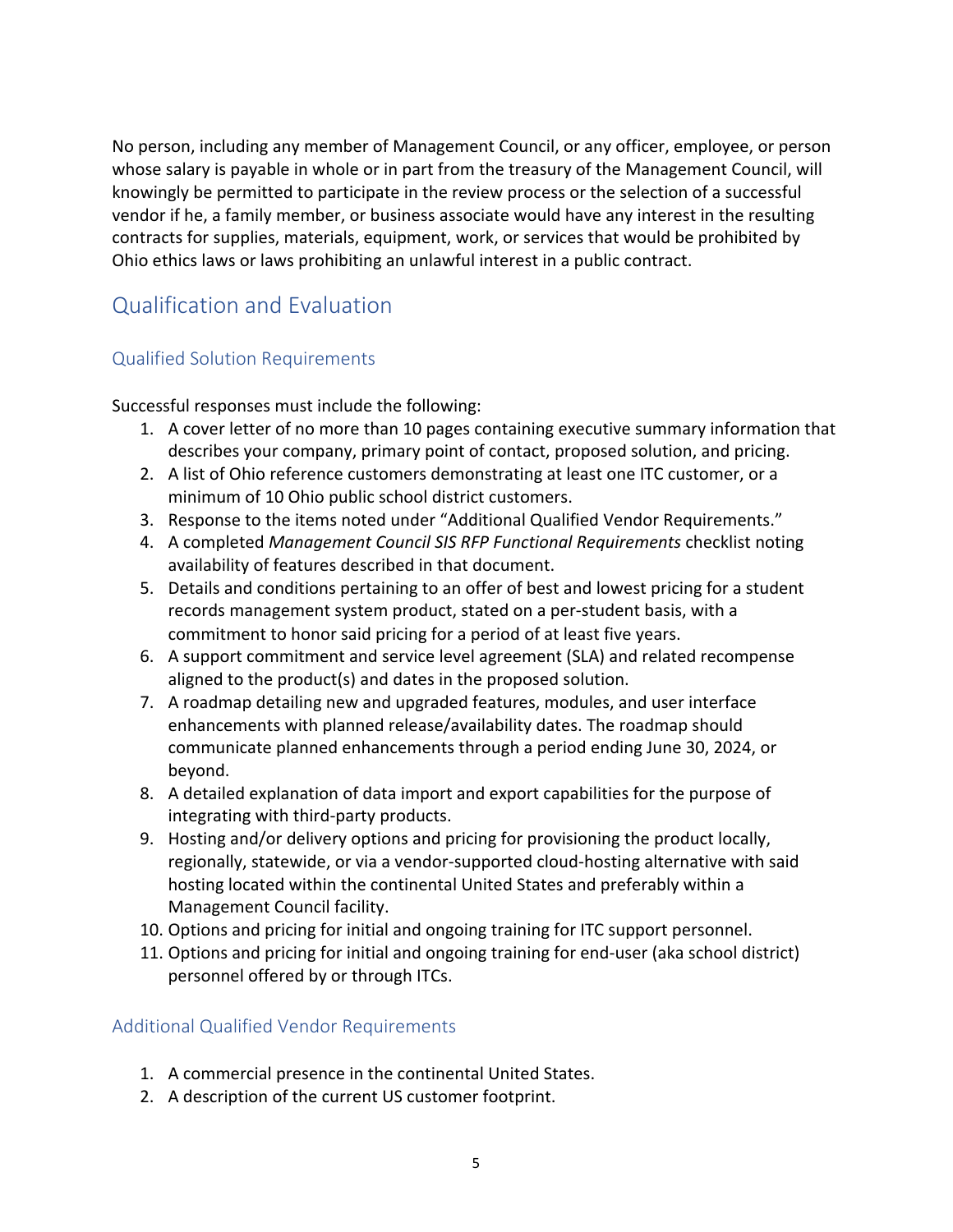No person, including any member of Management Council, or any officer, employee, or person whose salary is payable in whole or in part from the treasury of the Management Council, will knowingly be permitted to participate in the review process or the selection of a successful vendor if he, a family member, or business associate would have any interest in the resulting contracts for supplies, materials, equipment, work, or services that would be prohibited by Ohio ethics laws or laws prohibiting an unlawful interest in a public contract.

## Qualification and Evaluation

### Qualified Solution Requirements

Successful responses must include the following:

1. A cover letter of no more than 10 pages containing executive summary information that describes your company, primary point of contact, proposed solution, and pricing.
2. A list of Ohio reference customers demonstrating at least one ITC customer, or a minimum of 10 Ohio public school district customers.
3. Response to the items noted under "Additional Qualified Vendor Requirements."
4. A completed *Management Council SIS RFP Functional Requirements* checklist noting availability of features described in that document.
5. Details and conditions pertaining to an offer of best and lowest pricing for a student records management system product, stated on a per-student basis, with a commitment to honor said pricing for a period of at least five years.
6. A support commitment and service level agreement (SLA) and related recompense aligned to the product(s) and dates in the proposed solution.
7. A roadmap detailing new and upgraded features, modules, and user interface enhancements with planned release/availability dates. The roadmap should communicate planned enhancements through a period ending June 30, 2024, or beyond.
8. A detailed explanation of data import and export capabilities for the purpose of integrating with third-party products.
9. Hosting and/or delivery options and pricing for provisioning the product locally, regionally, statewide, or via a vendor-supported cloud-hosting alternative with said hosting located within the continental United States and preferably within a Management Council facility.
10. Options and pricing for initial and ongoing training for ITC support personnel.
11. Options and pricing for initial and ongoing training for end-user (aka school district) personnel offered by or through ITCs.

### Additional Qualified Vendor Requirements

1. A commercial presence in the continental United States.
2. A description of the current US customer footprint.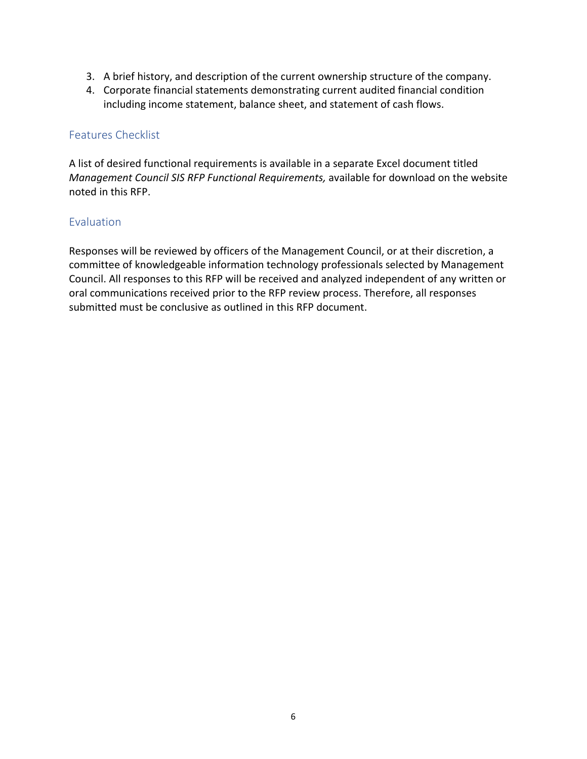3. A brief history, and description of the current ownership structure of the company.
4. Corporate financial statements demonstrating current audited financial condition including income statement, balance sheet, and statement of cash flows.

## Features Checklist

A list of desired functional requirements is available in a separate Excel document titled *Management Council SIS RFP Functional Requirements,* available for download on the website noted in this RFP.

## Evaluation

Responses will be reviewed by officers of the Management Council, or at their discretion, a committee of knowledgeable information technology professionals selected by Management Council. All responses to this RFP will be received and analyzed independent of any written or oral communications received prior to the RFP review process. Therefore, all responses submitted must be conclusive as outlined in this RFP document.